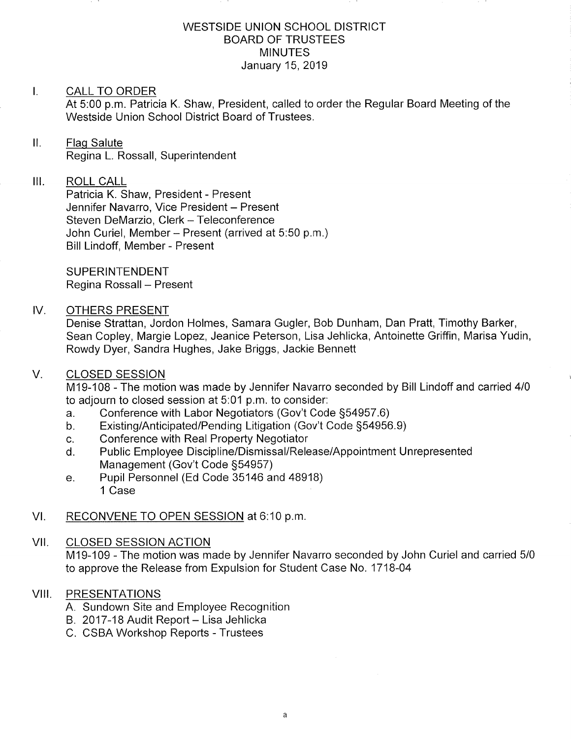# WESTSIDE UNION SCHOOL DISTRICT
## BOARD OF TRUSTEES
## MINUTES
### January 15, 2019

I. CALL TO ORDER

At 5:00 p.m. Patricia K. Shaw, President, called to order the Regular Board Meeting of the Westside Union School District Board of Trustees.

II. Flag Salute

Regina L. Rossall, Superintendent

III. ROLL CALL

Patricia K. Shaw, President - Present
Jennifer Navarro, Vice President – Present
Steven DeMarzio, Clerk – Teleconference
John Curiel, Member – Present (arrived at 5:50 p.m.)
Bill Lindoff, Member - Present

SUPERINTENDENT
Regina Rossall – Present

IV. OTHERS PRESENT

Denise Strattan, Jordon Holmes, Samara Gugler, Bob Dunham, Dan Pratt, Timothy Barker, Sean Copley, Margie Lopez, Jeanice Peterson, Lisa Jehlicka, Antoinette Griffin, Marisa Yudin, Rowdy Dyer, Sandra Hughes, Jake Briggs, Jackie Bennett

V. CLOSED SESSION

M19-108 - The motion was made by Jennifer Navarro seconded by Bill Lindoff and carried 4/0 to adjourn to closed session at 5:01 p.m. to consider:

a. Conference with Labor Negotiators (Gov't Code §54957.6)
b. Existing/Anticipated/Pending Litigation (Gov't Code §54956.9)
c. Conference with Real Property Negotiator
d. Public Employee Discipline/Dismissal/Release/Appointment Unrepresented Management (Gov't Code §54957)
e. Pupil Personnel (Ed Code 35146 and 48918)
   1 Case

VI. RECONVENE TO OPEN SESSION at 6:10 p.m.

VII. CLOSED SESSION ACTION

M19-109 - The motion was made by Jennifer Navarro seconded by John Curiel and carried 5/0 to approve the Release from Expulsion for Student Case No. 1718-04

VIII. PRESENTATIONS

A. Sundown Site and Employee Recognition
B. 2017-18 Audit Report – Lisa Jehlicka
C. CSBA Workshop Reports - Trustees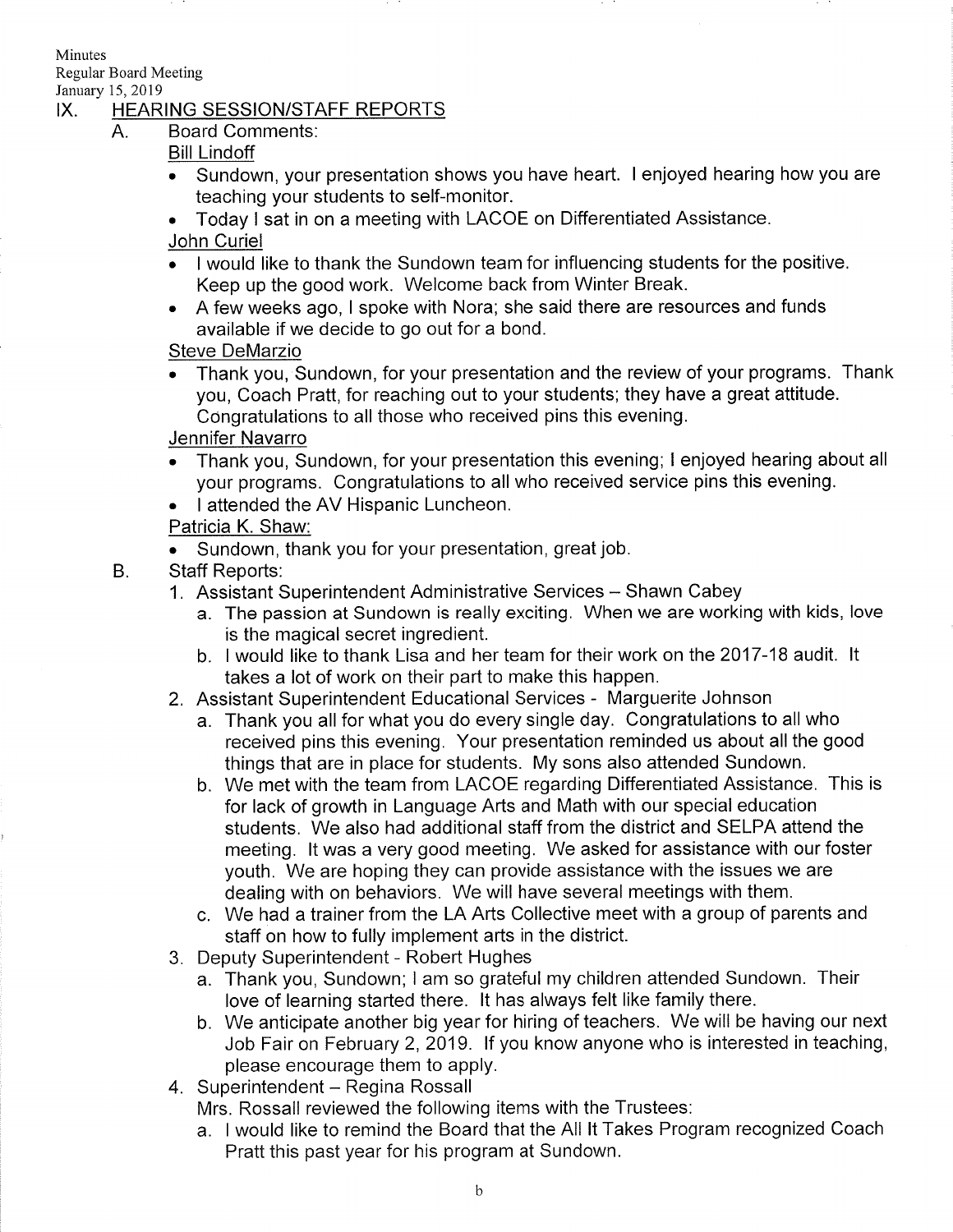Minutes
Regular Board Meeting
January 15, 2019

## IX. HEARING SESSION/STAFF REPORTS

### A. Board Comments:

Bill Lindoff

- Sundown, your presentation shows you have heart. I enjoyed hearing how you are teaching your students to self-monitor.
- Today I sat in on a meeting with LACOE on Differentiated Assistance.

John Curiel

- I would like to thank the Sundown team for influencing students for the positive. Keep up the good work. Welcome back from Winter Break.
- A few weeks ago, I spoke with Nora; she said there are resources and funds available if we decide to go out for a bond.

Steve DeMarzio

- Thank you, Sundown, for your presentation and the review of your programs. Thank you, Coach Pratt, for reaching out to your students; they have a great attitude. Congratulations to all those who received pins this evening.

Jennifer Navarro

- Thank you, Sundown, for your presentation this evening; I enjoyed hearing about all your programs. Congratulations to all who received service pins this evening.
- I attended the AV Hispanic Luncheon.

Patricia K. Shaw:

- Sundown, thank you for your presentation, great job.

### B. Staff Reports:

1. Assistant Superintendent Administrative Services – Shawn Cabey
   a. The passion at Sundown is really exciting. When we are working with kids, love is the magical secret ingredient.
   b. I would like to thank Lisa and her team for their work on the 2017-18 audit. It takes a lot of work on their part to make this happen.
2. Assistant Superintendent Educational Services - Marguerite Johnson
   a. Thank you all for what you do every single day. Congratulations to all who received pins this evening. Your presentation reminded us about all the good things that are in place for students. My sons also attended Sundown.
   b. We met with the team from LACOE regarding Differentiated Assistance. This is for lack of growth in Language Arts and Math with our special education students. We also had additional staff from the district and SELPA attend the meeting. It was a very good meeting. We asked for assistance with our foster youth. We are hoping they can provide assistance with the issues we are dealing with on behaviors. We will have several meetings with them.
   c. We had a trainer from the LA Arts Collective meet with a group of parents and staff on how to fully implement arts in the district.
3. Deputy Superintendent - Robert Hughes
   a. Thank you, Sundown; I am so grateful my children attended Sundown. Their love of learning started there. It has always felt like family there.
   b. We anticipate another big year for hiring of teachers. We will be having our next Job Fair on February 2, 2019. If you know anyone who is interested in teaching, please encourage them to apply.
4. Superintendent – Regina Rossall
   Mrs. Rossall reviewed the following items with the Trustees:
   a. I would like to remind the Board that the All It Takes Program recognized Coach Pratt this past year for his program at Sundown.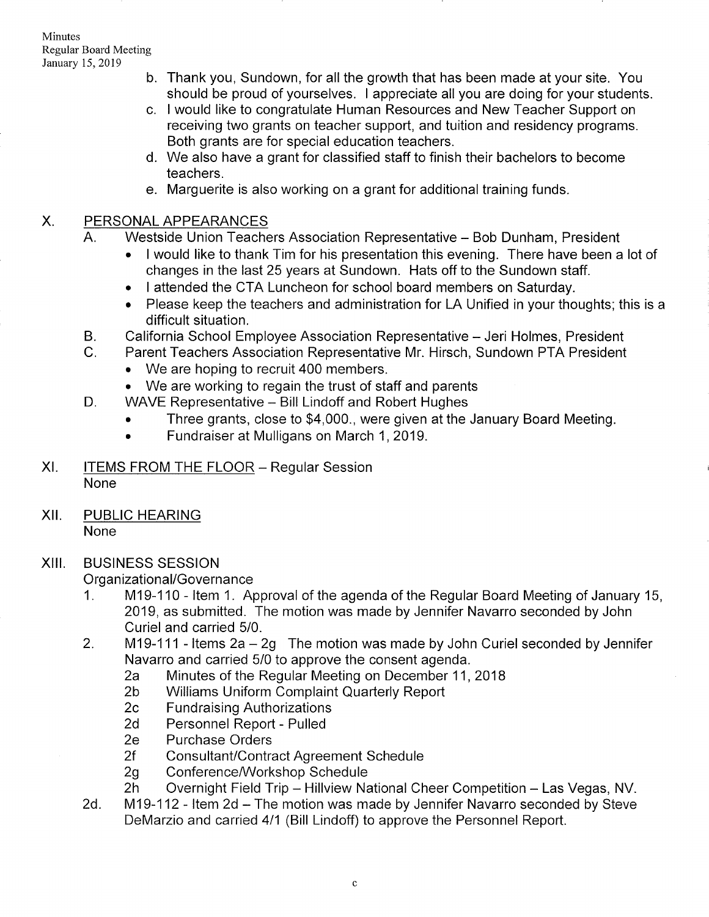b. Thank you, Sundown, for all the growth that has been made at your site. You should be proud of yourselves. I appreciate all you are doing for your students.

c. I would like to congratulate Human Resources and New Teacher Support on receiving two grants on teacher support, and tuition and residency programs. Both grants are for special education teachers.

d. We also have a grant for classified staff to finish their bachelors to become teachers.

e. Marguerite is also working on a grant for additional training funds.

## X. PERSONAL APPEARANCES

A. Westside Union Teachers Association Representative – Bob Dunham, President
- I would like to thank Tim for his presentation this evening. There have been a lot of changes in the last 25 years at Sundown. Hats off to the Sundown staff.
- I attended the CTA Luncheon for school board members on Saturday.
- Please keep the teachers and administration for LA Unified in your thoughts; this is a difficult situation.

B. California School Employee Association Representative – Jeri Holmes, President

C. Parent Teachers Association Representative Mr. Hirsch, Sundown PTA President
- We are hoping to recruit 400 members.
- We are working to regain the trust of staff and parents

D. WAVE Representative – Bill Lindoff and Robert Hughes
- Three grants, close to $4,000., were given at the January Board Meeting.
- Fundraiser at Mulligans on March 1, 2019.

## XI. ITEMS FROM THE FLOOR – Regular Session

None

## XII. PUBLIC HEARING

None

## XIII. BUSINESS SESSION

Organizational/Governance

1. M19-110 - Item 1. Approval of the agenda of the Regular Board Meeting of January 15, 2019, as submitted. The motion was made by Jennifer Navarro seconded by John Curiel and carried 5/0.

2. M19-111 - Items 2a – 2g The motion was made by John Curiel seconded by Jennifer Navarro and carried 5/0 to approve the consent agenda.
   - 2a Minutes of the Regular Meeting on December 11, 2018
   - 2b Williams Uniform Complaint Quarterly Report
   - 2c Fundraising Authorizations
   - 2d Personnel Report - Pulled
   - 2e Purchase Orders
   - 2f Consultant/Contract Agreement Schedule
   - 2g Conference/Workshop Schedule
   - 2h Overnight Field Trip – Hillview National Cheer Competition – Las Vegas, NV.

2d. M19-112 - Item 2d – The motion was made by Jennifer Navarro seconded by Steve DeMarzio and carried 4/1 (Bill Lindoff) to approve the Personnel Report.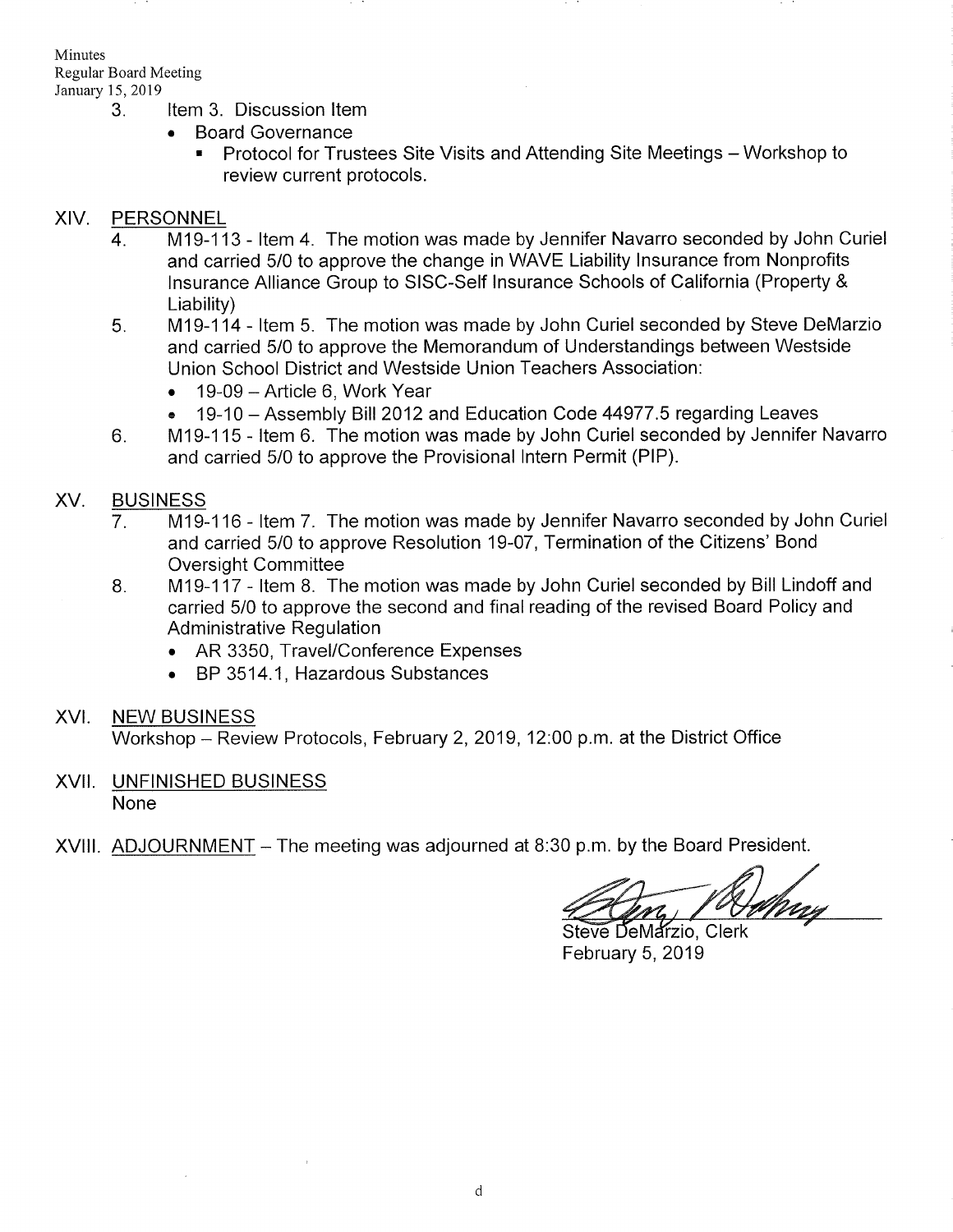3. Item 3. Discussion Item
    - Board Governance
        - Protocol for Trustees Site Visits and Attending Site Meetings – Workshop to review current protocols.

## XIV. PERSONNEL

4. M19-113 - Item 4. The motion was made by Jennifer Navarro seconded by John Curiel and carried 5/0 to approve the change in WAVE Liability Insurance from Nonprofits Insurance Alliance Group to SISC-Self Insurance Schools of California (Property & Liability)
5. M19-114 - Item 5. The motion was made by John Curiel seconded by Steve DeMarzio and carried 5/0 to approve the Memorandum of Understandings between Westside Union School District and Westside Union Teachers Association:
    - 19-09 – Article 6, Work Year
    - 19-10 – Assembly Bill 2012 and Education Code 44977.5 regarding Leaves
6. M19-115 - Item 6. The motion was made by John Curiel seconded by Jennifer Navarro and carried 5/0 to approve the Provisional Intern Permit (PIP).

## XV. BUSINESS

7. M19-116 - Item 7. The motion was made by Jennifer Navarro seconded by John Curiel and carried 5/0 to approve Resolution 19-07, Termination of the Citizens' Bond Oversight Committee
8. M19-117 - Item 8. The motion was made by John Curiel seconded by Bill Lindoff and carried 5/0 to approve the second and final reading of the revised Board Policy and Administrative Regulation
    - AR 3350, Travel/Conference Expenses
    - BP 3514.1, Hazardous Substances

## XVI. NEW BUSINESS

Workshop – Review Protocols, February 2, 2019, 12:00 p.m. at the District Office

## XVII. UNFINISHED BUSINESS

None

## XVIII. ADJOURNMENT

The meeting was adjourned at 8:30 p.m. by the Board President.

Steve DeMarzio, Clerk
February 5, 2019